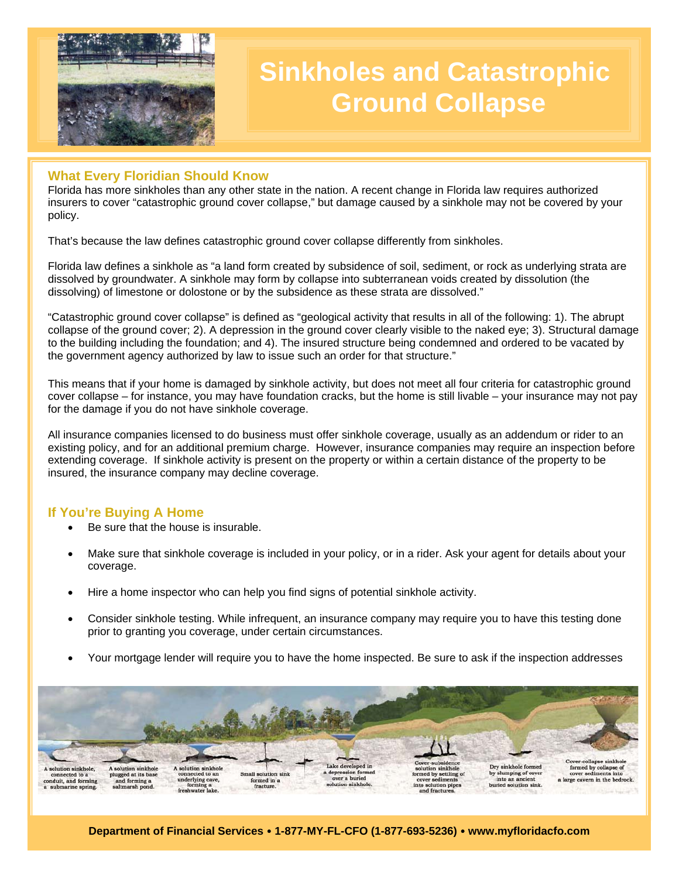# Sinkholes and Catastrophic Ground Collapse

## What Every Floridian Should Know

Florida has more sinkholes than any other state in the nation. A recent change in Florida law requires authorized insurers to cover "catastrophic ground cover collapse," but damage caused by a sinkhole may not be covered by your policy.

That's because the law defines catastrophic ground cover collapse differently from sinkholes.

Florida law defines a sinkhole as "a land form created by subsidence of soil, sediment, or rock as underlying strata are dissolved by groundwater. A sinkhole may form by collapse into subterranean voids created by dissolution (the dissolving) of limestone or dolostone or by the subsidence as these strata are dissolved."

"Catastrophic ground cover collapse" is defined as "geological activity that results in all of the following: 1). The abrupt collapse of the ground cover; 2). A depression in the ground cover clearly visible to the naked eye; 3). Structural damage to the building including the foundation; and 4). The insured structure being condemned and ordered to be vacated by the government agency authorized by law to issue such an order for that structure."

This means that if your home is damaged by sinkhole activity, but does not meet all four criteria for catastrophic ground cover collapse – for instance, you may have foundation cracks, but the home is still livable – your insurance may not pay for the damage if you do not have sinkhole coverage.

All insurance companies licensed to do business must offer sinkhole coverage, usually as an addendum or rider to an existing policy, and for an additional premium charge. However, insurance companies may require an inspection before extending coverage. If sinkhole activity is present on the property or within a certain distance of the property to be insured, the insurance company may decline coverage.

## If You're Buying A Home

- Be sure that the house is insurable.
- Make sure that sinkhole coverage is included in your policy, or in a rider. Ask your agent for details about your coverage.
- Hire a home inspector who can help you find signs of potential sinkhole activity.
- Consider sinkhole testing. While infrequent, an insurance company may require you to have this testing done prior to granting you coverage, under certain circumstances.
- Your mortgage lender will require you to have the home inspected. Be sure to ask if the inspection addresses

A solution sinkhole, connected to a conduit, and forming a submarine spring. A solution sinkhole plugged at its base and forming a saltmarsh pond. A solution sinkhole connected to an underlying cave, forming a freshwater lake. Small solution sink formed in a fracture. Lake developed in a depression formed over a buried solution sinkhole. Cover-subsidence solution sinkhole formed by settling of cover sediments into solution pipes and fractures. Dry sinkhole formed by slumping of cover into an ancient buried solution sink. Cover-collapse sinkhole formed by collapse of cover sediments into a large cavern in the bedrock.

Department of Financial Services • 1-877-MY-FL-CFO (1-877-693-5236) • www.myfloridacfo.com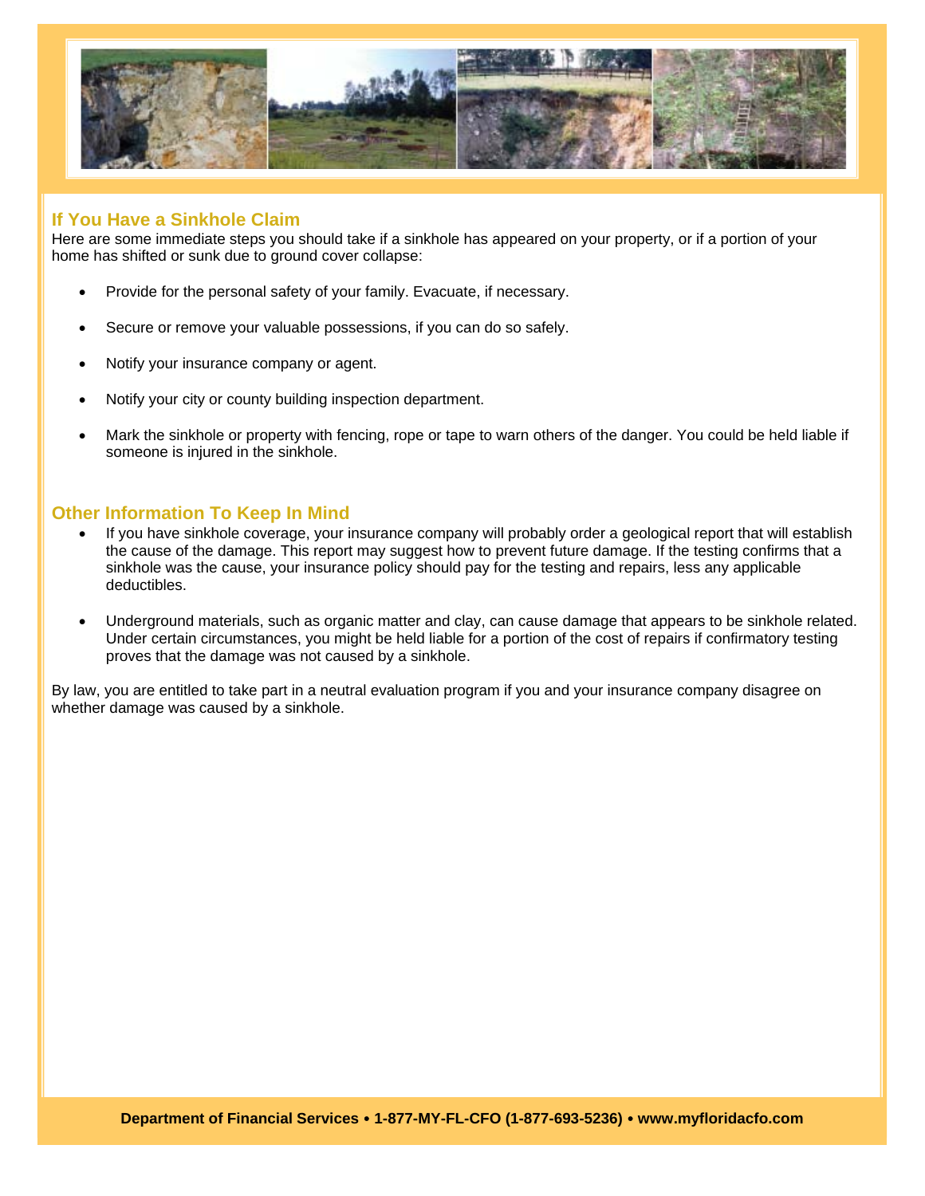## If You Have a Sinkhole Claim

Here are some immediate steps you should take if a sinkhole has appeared on your property, or if a portion of your home has shifted or sunk due to ground cover collapse:

- Provide for the personal safety of your family. Evacuate, if necessary.
- Secure or remove your valuable possessions, if you can do so safely.
- Notify your insurance company or agent.
- Notify your city or county building inspection department.
- Mark the sinkhole or property with fencing, rope or tape to warn others of the danger. You could be held liable if someone is injured in the sinkhole.

## Other Information To Keep In Mind

- If you have sinkhole coverage, your insurance company will probably order a geological report that will establish the cause of the damage. This report may suggest how to prevent future damage. If the testing confirms that a sinkhole was the cause, your insurance policy should pay for the testing and repairs, less any applicable deductibles.
- Underground materials, such as organic matter and clay, can cause damage that appears to be sinkhole related. Under certain circumstances, you might be held liable for a portion of the cost of repairs if confirmatory testing proves that the damage was not caused by a sinkhole.

By law, you are entitled to take part in a neutral evaluation program if you and your insurance company disagree on whether damage was caused by a sinkhole.

**Department of Financial Services • 1-877-MY-FL-CFO (1-877-693-5236) • www.myfloridacfo.com**